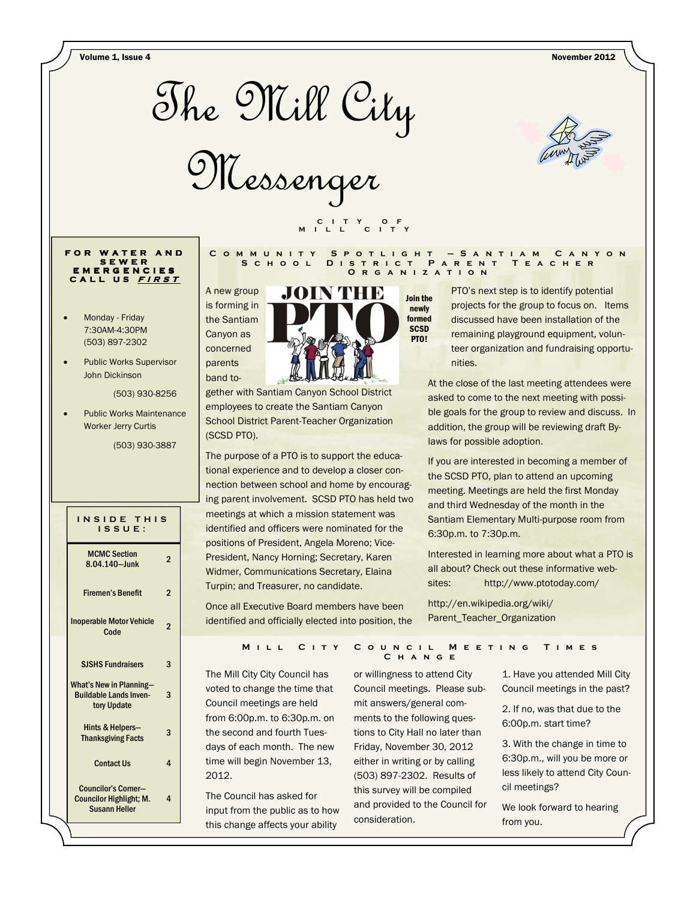# The Mill City Messenger

City of Mill City

**FOR WATER AND SEWER EMERGENCIES CALL US *FIRST***

- Monday - Friday 7:30AM-4:30PM (503) 897-2302
- Public Works Supervisor John Dickinson (503) 930-8256
- Public Works Maintenance Worker Jerry Curtis (503) 930-3887

**INSIDE THIS ISSUE:**

| | |
|---|---|
| MCMC Section 8.04.140—Junk | 2 |
| Firemen's Benefit | 2 |
| Inoperable Motor Vehicle Code | 2 |
| SJSHS Fundraisers | 3 |
| What's New in Planning—Buildable Lands Inventory Update | 3 |
| Hints & Helpers—Thanksgiving Facts | 3 |
| Contact Us | 4 |
| Councilor's Corner—Councilor Highlight; M. Susann Heller | 4 |

## Community Spotlight —Santiam Canyon School District Parent Teacher Organization

A new group is forming in the Santiam Canyon as concerned parents band together with Santiam Canyon School District employees to create the Santiam Canyon School District Parent-Teacher Organization (SCSD PTO).

**Join the newly formed SCSD PTO!**

The purpose of a PTO is to support the educational experience and to develop a closer connection between school and home by encouraging parent involvement. SCSD PTO has held two meetings at which a mission statement was identified and officers were nominated for the positions of President, Angela Moreno; Vice-President, Nancy Horning; Secretary, Karen Widmer, Communications Secretary, Elaina Turpin; and Treasurer, no candidate.

Once all Executive Board members have been identified and officially elected into position, the PTO's next step is to identify potential projects for the group to focus on. Items discussed have been installation of the remaining playground equipment, volunteer organization and fundraising opportunities.

At the close of the last meeting attendees were asked to come to the next meeting with possible goals for the group to review and discuss. In addition, the group will be reviewing draft By-laws for possible adoption.

If you are interested in becoming a member of the SCSD PTO, plan to attend an upcoming meeting. Meetings are held the first Monday and third Wednesday of the month in the Santiam Elementary Multi-purpose room from 6:30p.m. to 7:30p.m.

Interested in learning more about what a PTO is all about? Check out these informative websites: http://www.ptotoday.com/

http://en.wikipedia.org/wiki/Parent_Teacher_Organization

## Mill City Council Meeting Times Change

The Mill City City Council has voted to change the time that Council meetings are held from 6:00p.m. to 6:30p.m. on the second and fourth Tuesdays of each month. The new time will begin November 13, 2012.

The Council has asked for input from the public as to how this change affects your ability or willingness to attend City Council meetings. Please submit answers/general comments to the following questions to City Hall no later than Friday, November 30, 2012 either in writing or by calling (503) 897-2302. Results of this survey will be compiled and provided to the Council for consideration.

1. Have you attended Mill City Council meetings in the past?

2. If no, was that due to the 6:00p.m. start time?

3. With the change in time to 6:30p.m., will you be more or less likely to attend City Council meetings?

We look forward to hearing from you.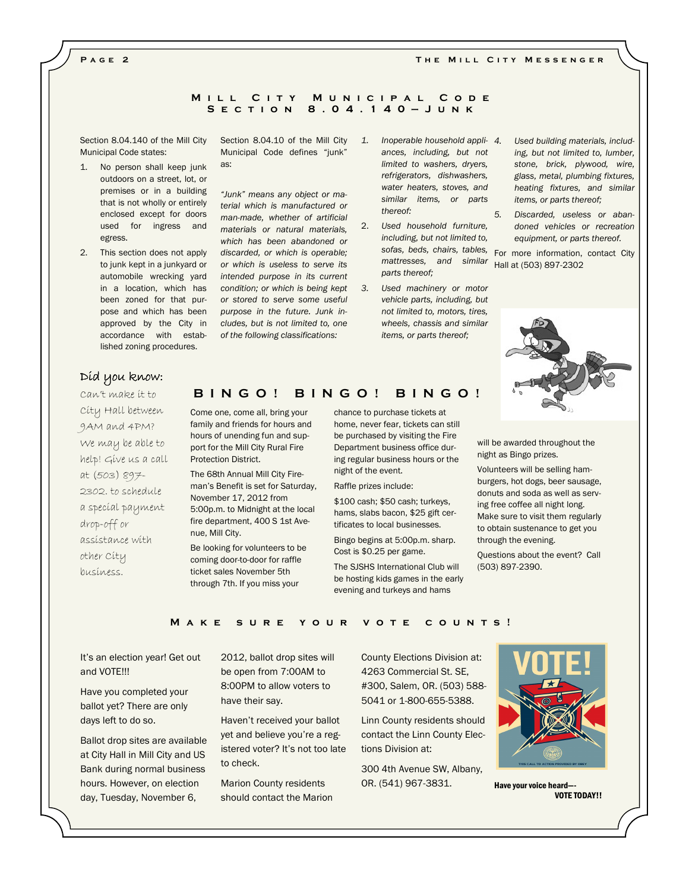## Mill City Municipal Code Section 8.04.140—Junk

Section 8.04.140 of the Mill City Municipal Code states:

1. No person shall keep junk outdoors on a street, lot, or premises or in a building that is not wholly or entirely enclosed except for doors used for ingress and egress.
2. This section does not apply to junk kept in a junkyard or automobile wrecking yard in a location, which has been zoned for that purpose and which has been approved by the City in accordance with established zoning procedures.

Section 8.04.10 of the Mill City Municipal Code defines "junk" as:

*"Junk" means any object or material which is manufactured or man-made, whether of artificial materials or natural materials, which has been abandoned or discarded, or which is operable; or which is useless to serve its intended purpose in its current condition; or which is being kept or stored to serve some useful purpose in the future. Junk includes, but is not limited to, one of the following classifications:*

1. *Inoperable household appliances, including, but not limited to washers, dryers, refrigerators, dishwashers, water heaters, stoves, and similar items, or parts thereof:*
2. *Used household furniture, including, but not limited to, sofas, beds, chairs, tables, mattresses, and similar parts thereof;*
3. *Used machinery or motor vehicle parts, including, but not limited to, motors, tires, wheels, chassis and similar items, or parts thereof;*
4. *Used building materials, including, but not limited to lumber, stone, brick, plywood, wire, glass, metal, plumbing fixtures, heating fixtures, and similar items, or parts thereof;*
5. *Discarded, useless or abandoned vehicles or recreation equipment, or parts thereof.*

For more information, contact City Hall at (503) 897-2302

### Did you know:

Can't make it to City Hall between 9AM and 4PM? We may be able to help! Give us a call at (503) 897-2302. to schedule a special payment drop-off or assistance with other City business.

## BINGO! BINGO! BINGO!

Come one, come all, bring your family and friends for hours and hours of unending fun and support for the Mill City Rural Fire Protection District.

The 68th Annual Mill City Fireman's Benefit is set for Saturday, November 17, 2012 from 5:00p.m. to Midnight at the local fire department, 400 S 1st Avenue, Mill City.

Be looking for volunteers to be coming door-to-door for raffle ticket sales November 5th through 7th. If you miss your chance to purchase tickets at home, never fear, tickets can still be purchased by visiting the Fire Department business office during regular business hours or the night of the event.

Raffle prizes include:

$100 cash; $50 cash; turkeys, hams, slabs bacon, $25 gift certificates to local businesses.

Bingo begins at 5:00p.m. sharp. Cost is $0.25 per game.

The SJSHS International Club will be hosting kids games in the early evening and turkeys and hams will be awarded throughout the night as Bingo prizes.

Volunteers will be selling hamburgers, hot dogs, beer sausage, donuts and soda as well as serving free coffee all night long. Make sure to visit them regularly to obtain sustenance to get you through the evening.

Questions about the event? Call (503) 897-2390.

## Make sure your vote counts!

It's an election year! Get out and VOTE!!!

Have you completed your ballot yet? There are only days left to do so.

Ballot drop sites are available at City Hall in Mill City and US Bank during normal business hours. However, on election day, Tuesday, November 6, 2012, ballot drop sites will be open from 7:00AM to 8:00PM to allow voters to have their say.

Haven't received your ballot yet and believe you're a registered voter? It's not too late to check.

Marion County residents should contact the Marion County Elections Division at: 4263 Commercial St. SE, #300, Salem, OR. (503) 588-5041 or 1-800-655-5388.

Linn County residents should contact the Linn County Elections Division at:

300 4th Avenue SW, Albany, OR. (541) 967-3831.

**Have your voice heard—- VOTE TODAY!!**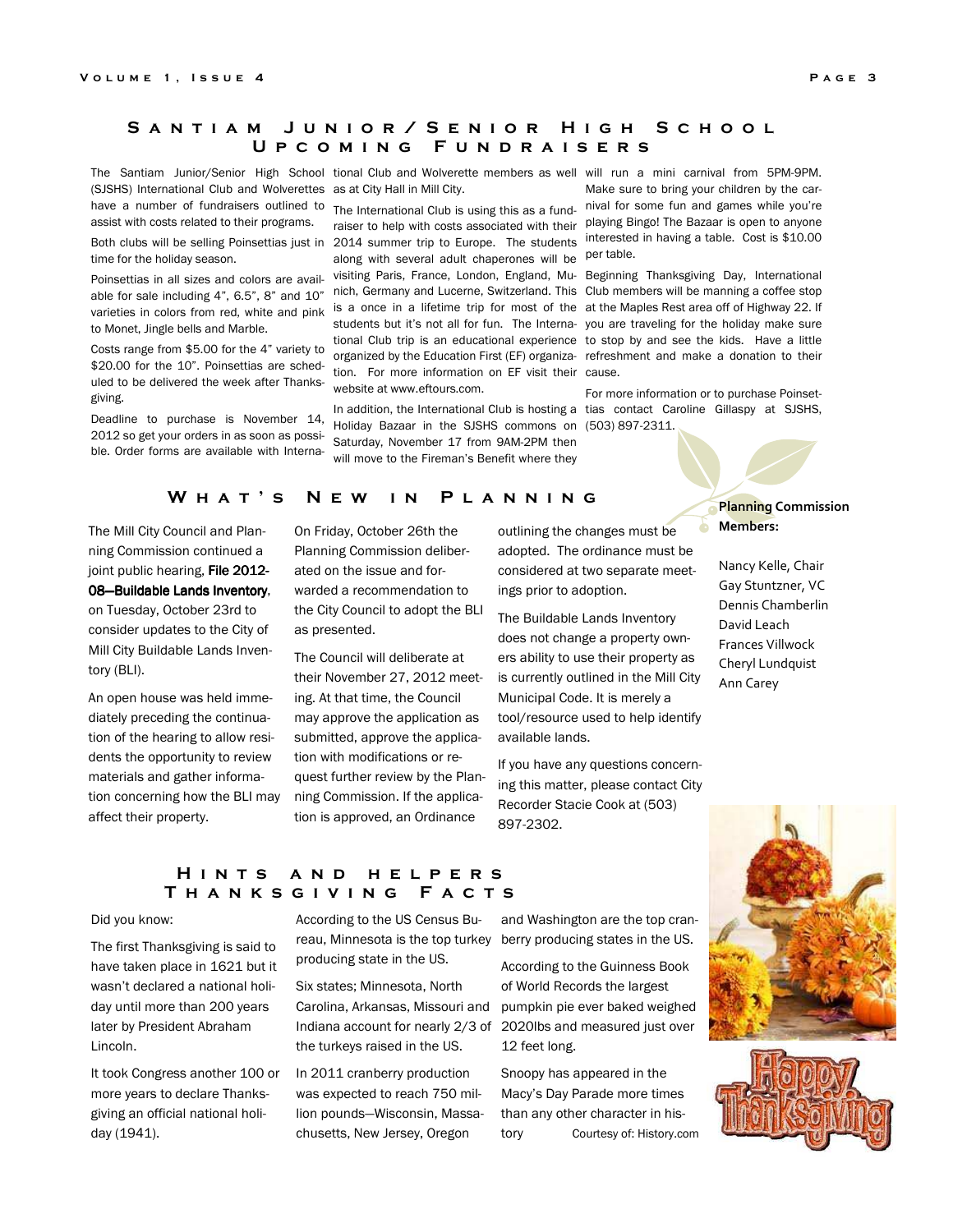## Santiam Junior/Senior High School Upcoming Fundraisers

The Santiam Junior/Senior High School (SJSHS) International Club and Wolverettes have a number of fundraisers outlined to assist with costs related to their programs.

Both clubs will be selling Poinsettias just in time for the holiday season.

Poinsettias in all sizes and colors are available for sale including 4", 6.5", 8" and 10" varieties in colors from red, white and pink to Monet, Jingle bells and Marble.

Costs range from $5.00 for the 4" variety to $20.00 for the 10". Poinsettias are scheduled to be delivered the week after Thanksgiving.

Deadline to purchase is November 14, 2012 so get your orders in as soon as possible. Order forms are available with International Club and Wolverette members as well as at City Hall in Mill City.

The International Club is using this as a fundraiser to help with costs associated with their 2014 summer trip to Europe. The students along with several adult chaperones will be visiting Paris, France, London, England, Munich, Germany and Lucerne, Switzerland. This is a once in a lifetime trip for most of the students but it's not all for fun. The International Club trip is an educational experience organized by the Education First (EF) organization. For more information on EF visit their website at www.eftours.com.

In addition, the International Club is hosting a Holiday Bazaar in the SJSHS commons on Saturday, November 17 from 9AM-2PM then will move to the Fireman's Benefit where they will run a mini carnival from 5PM-9PM. Make sure to bring your children by the carnival for some fun and games while you're playing Bingo! The Bazaar is open to anyone interested in having a table. Cost is $10.00 per table.

Beginning Thanksgiving Day, International Club members will be manning a coffee stop at the Maples Rest area off of Highway 22. If you are traveling for the holiday make sure to stop by and see the kids. Have a little refreshment and make a donation to their cause.

For more information or to purchase Poinsettias contact Caroline Gillaspy at SJSHS, (503) 897-2311.

## What's New in Planning

The Mill City Council and Planning Commission continued a joint public hearing, **File 2012-08—Buildable Lands Inventory**, on Tuesday, October 23rd to consider updates to the City of Mill City Buildable Lands Inventory (BLI).

An open house was held immediately preceding the continuation of the hearing to allow residents the opportunity to review materials and gather information concerning how the BLI may affect their property.

On Friday, October 26th the Planning Commission deliberated on the issue and forwarded a recommendation to the City Council to adopt the BLI as presented.

The Council will deliberate at their November 27, 2012 meeting. At that time, the Council may approve the application as submitted, approve the application with modifications or request further review by the Planning Commission. If the application is approved, an Ordinance outlining the changes must be adopted. The ordinance must be considered at two separate meetings prior to adoption.

The Buildable Lands Inventory does not change a property owners ability to use their property as is currently outlined in the Mill City Municipal Code. It is merely a tool/resource used to help identify available lands.

If you have any questions concerning this matter, please contact City Recorder Stacie Cook at (503) 897-2302.

**Planning Commission Members:**

Nancy Kelle, Chair
Gay Stuntzner, VC
Dennis Chamberlin
David Leach
Frances Villwock
Cheryl Lundquist
Ann Carey

## Hints and helpers
## Thanksgiving Facts

Did you know:

The first Thanksgiving is said to have taken place in 1621 but it wasn't declared a national holiday until more than 200 years later by President Abraham Lincoln.

It took Congress another 100 or more years to declare Thanksgiving an official national holiday (1941).

According to the US Census Bureau, Minnesota is the top turkey producing state in the US.

Six states; Minnesota, North Carolina, Arkansas, Missouri and Indiana account for nearly 2/3 of the turkeys raised in the US.

In 2011 cranberry production was expected to reach 750 million pounds—Wisconsin, Massachusetts, New Jersey, Oregon and Washington are the top cranberry producing states in the US.

According to the Guinness Book of World Records the largest pumpkin pie ever baked weighed 2020lbs and measured just over 12 feet long.

Snoopy has appeared in the Macy's Day Parade more times than any other character in history

Courtesy of: History.com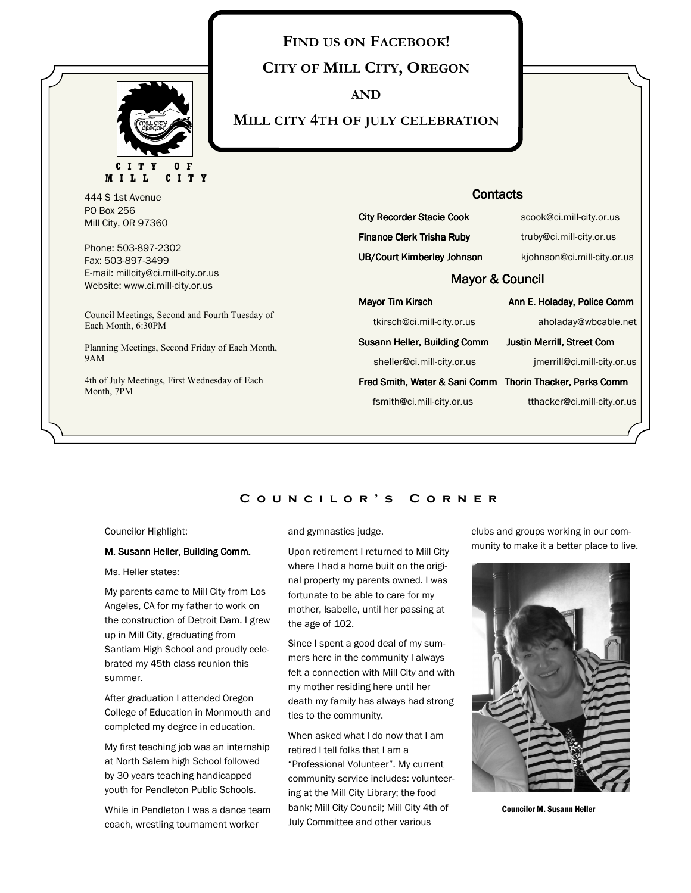**FIND US ON FACEBOOK!**

**CITY OF MILL CITY, OREGON**

**AND**

**MILL CITY 4TH OF JULY CELEBRATION**

CITY OF MILL CITY

444 S 1st Avenue
PO Box 256
Mill City, OR 97360

Phone: 503-897-2302
Fax: 503-897-3499
E-mail: millcity@ci.mill-city.or.us
Website: www.ci.mill-city.or.us

Council Meetings, Second and Fourth Tuesday of Each Month, 6:30PM

Planning Meetings, Second Friday of Each Month, 9AM

4th of July Meetings, First Wednesday of Each Month, 7PM

## Contacts

| | |
|---|---|
| City Recorder Stacie Cook | scook@ci.mill-city.or.us |
| Finance Clerk Trisha Ruby | truby@ci.mill-city.or.us |
| UB/Court Kimberley Johnson | kjohnson@ci.mill-city.or.us |

## Mayor & Council

| | |
|---|---|
| Mayor Tim Kirsch | Ann E. Holaday, Police Comm |
| tkirsch@ci.mill-city.or.us | aholaday@wbcable.net |
| Susann Heller, Building Comm | Justin Merrill, Street Com |
| sheller@ci.mill-city.or.us | jmerrill@ci.mill-city.or.us |
| Fred Smith, Water & Sani Comm | Thorin Thacker, Parks Comm |
| fsmith@ci.mill-city.or.us | tthacker@ci.mill-city.or.us |

## Councilor's Corner

Councilor Highlight:

**M. Susann Heller, Building Comm.**

Ms. Heller states:

My parents came to Mill City from Los Angeles, CA for my father to work on the construction of Detroit Dam. I grew up in Mill City, graduating from Santiam High School and proudly celebrated my 45th class reunion this summer.

After graduation I attended Oregon College of Education in Monmouth and completed my degree in education.

My first teaching job was an internship at North Salem high School followed by 30 years teaching handicapped youth for Pendleton Public Schools.

While in Pendleton I was a dance team coach, wrestling tournament worker and gymnastics judge.

Upon retirement I returned to Mill City where I had a home built on the original property my parents owned. I was fortunate to be able to care for my mother, Isabelle, until her passing at the age of 102.

Since I spent a good deal of my summers here in the community I always felt a connection with Mill City and with my mother residing here until her death my family has always had strong ties to the community.

When asked what I do now that I am retired I tell folks that I am a "Professional Volunteer". My current community service includes: volunteering at the Mill City Library; the food bank; Mill City Council; Mill City 4th of July Committee and other various clubs and groups working in our community to make it a better place to live.

Councilor M. Susann Heller